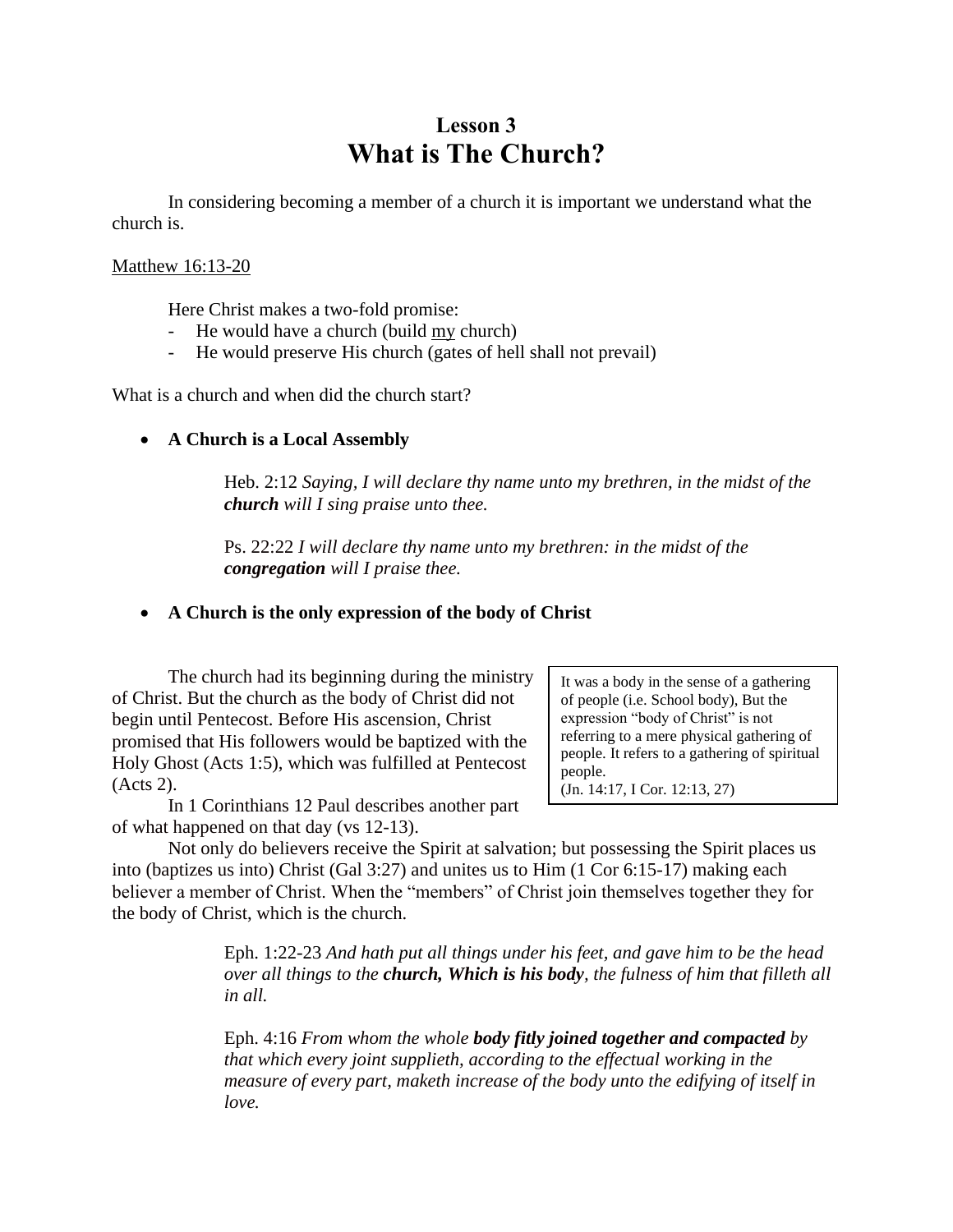### Lesson 3

# What is The Church?

In considering becoming a member of a church it is important we understand what the church is.

<u>Matthew 16:13-20</u>

Here Christ makes a two-fold promise:

- He would have a church (build <u>my</u> church)
- He would preserve His church (gates of hell shall not prevail)

What is a church and when did the church start?

- **A Church is a Local Assembly**

> Heb. 2:12 *Saying, I will declare thy name unto my brethren, in the midst of the* ***church*** *will I sing praise unto thee.*
>
> Ps. 22:22 *I will declare thy name unto my brethren: in the midst of the* ***congregation*** *will I praise thee.*

- **A Church is the only expression of the body of Christ**

The church had its beginning during the ministry of Christ. But the church as the body of Christ did not begin until Pentecost. Before His ascension, Christ promised that His followers would be baptized with the Holy Ghost (Acts 1:5), which was fulfilled at Pentecost (Acts 2).

In 1 Corinthians 12 Paul describes another part of what happened on that day (vs 12-13).

> It was a body in the sense of a gathering of people (i.e. School body), But the expression "body of Christ" is not referring to a mere physical gathering of people. It refers to a gathering of spiritual people.
> (Jn. 14:17, I Cor. 12:13, 27)

Not only do believers receive the Spirit at salvation; but possessing the Spirit places us into (baptizes us into) Christ (Gal 3:27) and unites us to Him (1 Cor 6:15-17) making each believer a member of Christ. When the "members" of Christ join themselves together they for the body of Christ, which is the church.

> Eph. 1:22-23 *And hath put all things under his feet, and gave him to be the head over all things to the* ***church, Which is his body****, the fulness of him that filleth all in all.*
>
> Eph. 4:16 *From whom the whole* ***body fitly joined together and compacted*** *by that which every joint supplieth, according to the effectual working in the measure of every part, maketh increase of the body unto the edifying of itself in love.*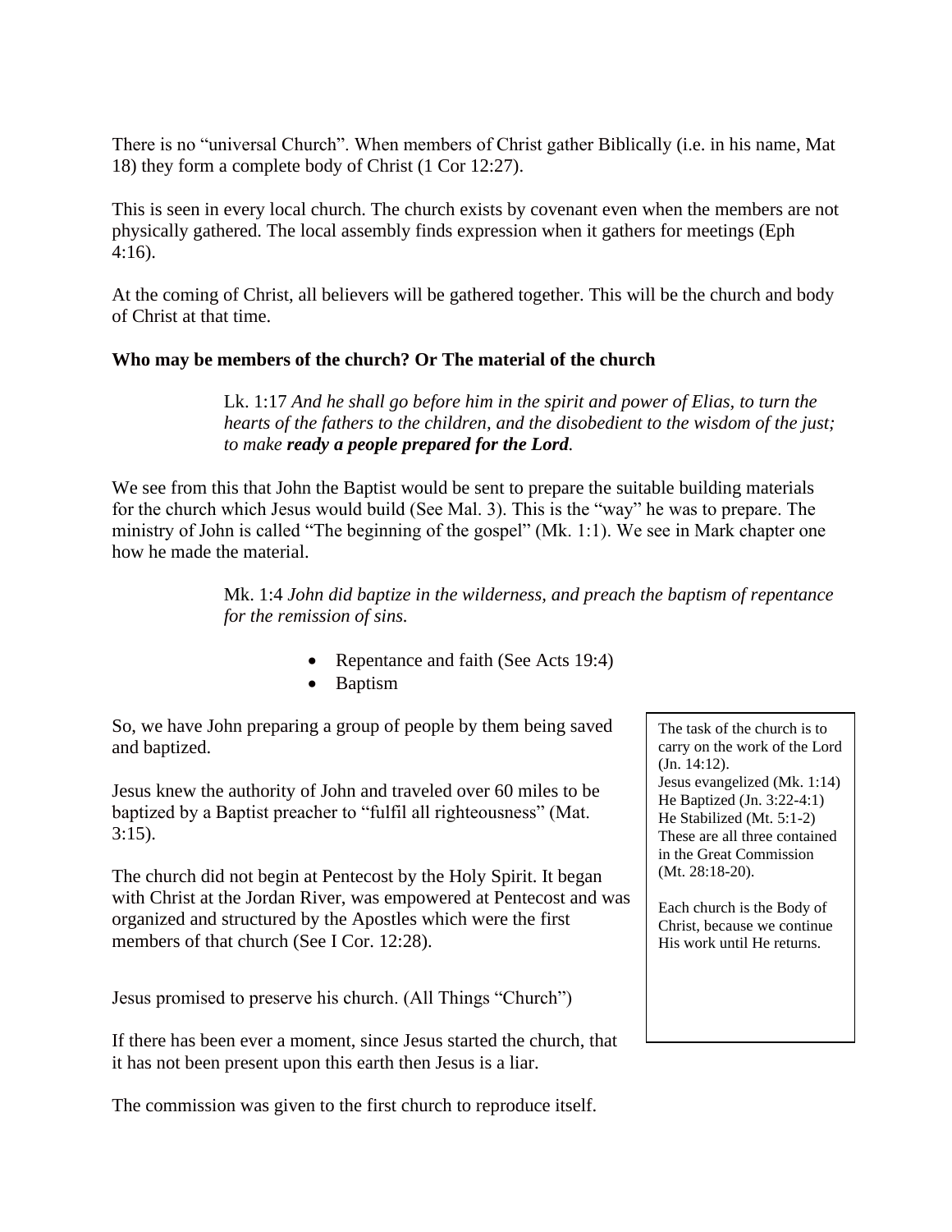There is no "universal Church". When members of Christ gather Biblically (i.e. in his name, Mat 18) they form a complete body of Christ (1 Cor 12:27).

This is seen in every local church. The church exists by covenant even when the members are not physically gathered. The local assembly finds expression when it gathers for meetings (Eph 4:16).

At the coming of Christ, all believers will be gathered together. This will be the church and body of Christ at that time.

**Who may be members of the church? Or The material of the church**

> Lk. 1:17 *And he shall go before him in the spirit and power of Elias, to turn the hearts of the fathers to the children, and the disobedient to the wisdom of the just; to make **ready a people prepared for the Lord**.*

We see from this that John the Baptist would be sent to prepare the suitable building materials for the church which Jesus would build (See Mal. 3). This is the "way" he was to prepare. The ministry of John is called "The beginning of the gospel" (Mk. 1:1). We see in Mark chapter one how he made the material.

> Mk. 1:4 *John did baptize in the wilderness, and preach the baptism of repentance for the remission of sins.*

- Repentance and faith (See Acts 19:4)
- Baptism

So, we have John preparing a group of people by them being saved and baptized.

Jesus knew the authority of John and traveled over 60 miles to be baptized by a Baptist preacher to "fulfil all righteousness" (Mat. 3:15).

The church did not begin at Pentecost by the Holy Spirit. It began with Christ at the Jordan River, was empowered at Pentecost and was organized and structured by the Apostles which were the first members of that church (See I Cor. 12:28).

Jesus promised to preserve his church. (All Things "Church")

If there has been ever a moment, since Jesus started the church, that it has not been present upon this earth then Jesus is a liar.

The commission was given to the first church to reproduce itself.

> The task of the church is to carry on the work of the Lord (Jn. 14:12).
> Jesus evangelized (Mk. 1:14)
> He Baptized (Jn. 3:22-4:1)
> He Stabilized (Mt. 5:1-2)
> These are all three contained in the Great Commission (Mt. 28:18-20).
>
> Each church is the Body of Christ, because we continue His work until He returns.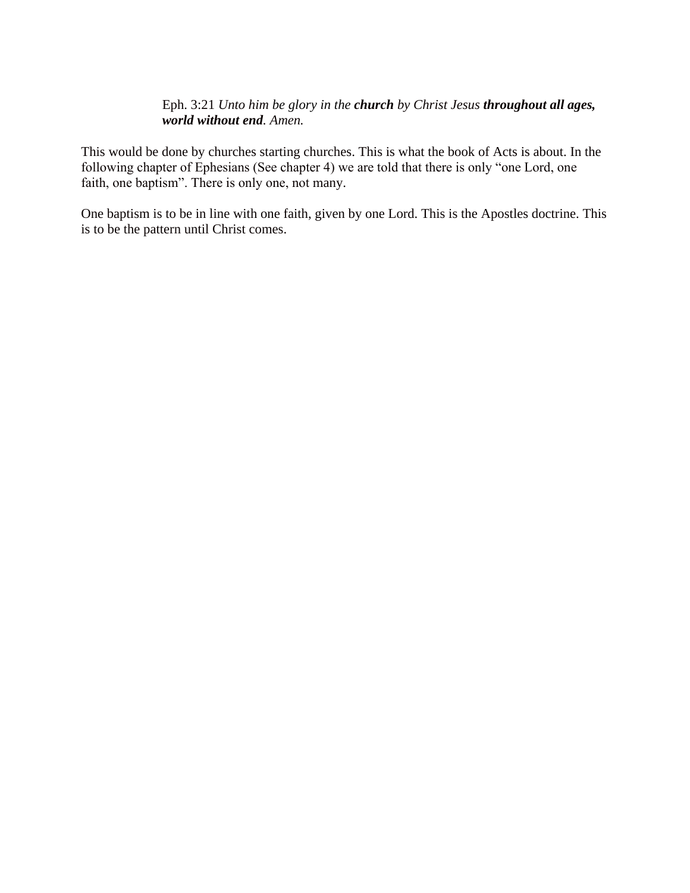> Eph. 3:21 *Unto him be glory in the* ***church*** *by Christ Jesus* ***throughout all ages, world without end****. Amen.*

This would be done by churches starting churches. This is what the book of Acts is about. In the following chapter of Ephesians (See chapter 4) we are told that there is only "one Lord, one faith, one baptism". There is only one, not many.

One baptism is to be in line with one faith, given by one Lord. This is the Apostles doctrine. This is to be the pattern until Christ comes.